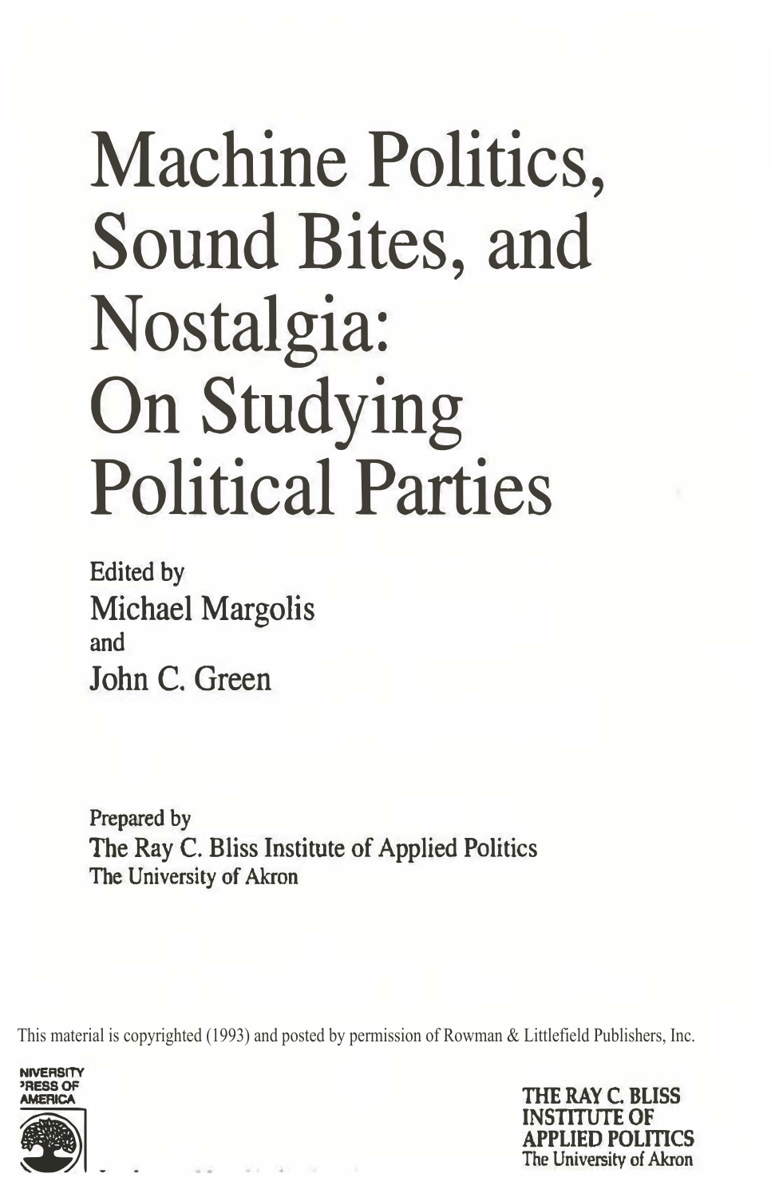# Machine Politics, Sound Bites, and Nostalgia: On Studying Political Parties

Edited by
Michael Margolis
and
John C. Green

Prepared by
The Ray C. Bliss Institute of Applied Politics
The University of Akron

This material is copyrighted (1993) and posted by permission of Rowman & Littlefield Publishers, Inc.

NIVERSITY
PRESS OF
AMERICA

THE RAY C. BLISS
INSTITUTE OF
APPLIED POLITICS
The University of Akron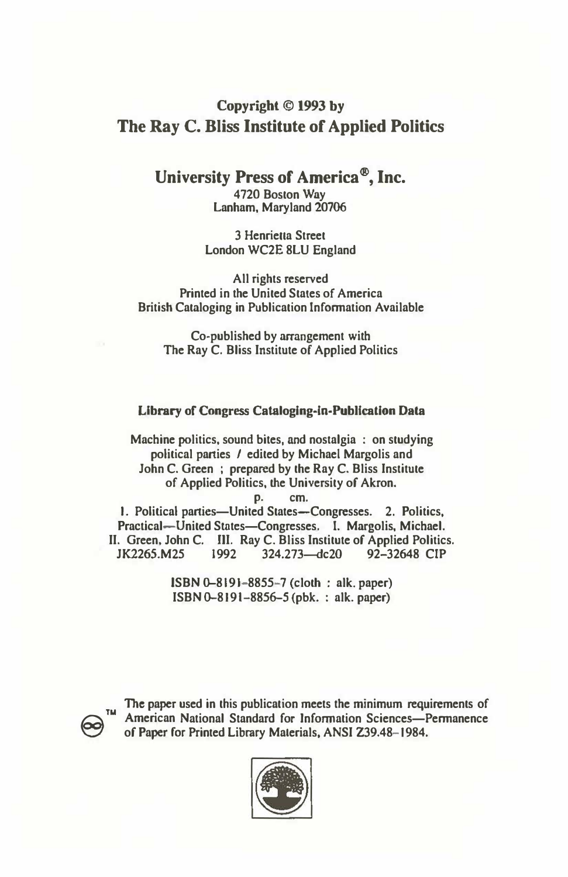**Copyright © 1993 by**
**The Ray C. Bliss Institute of Applied Politics**

**University Press of America®, Inc.**
4720 Boston Way
Lanham, Maryland 20706

3 Henrietta Street
London WC2E 8LU England

All rights reserved
Printed in the United States of America
British Cataloging in Publication Information Available

Co-published by arrangement with
The Ray C. Bliss Institute of Applied Politics

**Library of Congress Cataloging-in-Publication Data**

Machine politics, sound bites, and nostalgia : on studying political parties / edited by Michael Margolis and John C. Green ; prepared by the Ray C. Bliss Institute of Applied Politics, the University of Akron.
p. cm.
1. Political parties—United States—Congresses. 2. Politics, Practical—United States—Congresses. I. Margolis, Michael. II. Green, John C. III. Ray C. Bliss Institute of Applied Politics.
JK2265.M25 1992 324.273—dc20 92-32648 CIP

ISBN 0-8191-8855-7 (cloth : alk. paper)
ISBN 0-8191-8856-5 (pbk. : alk. paper)

The paper used in this publication meets the minimum requirements of American National Standard for Information Sciences—Permanence of Paper for Printed Library Materials, ANSI Z39.48-1984.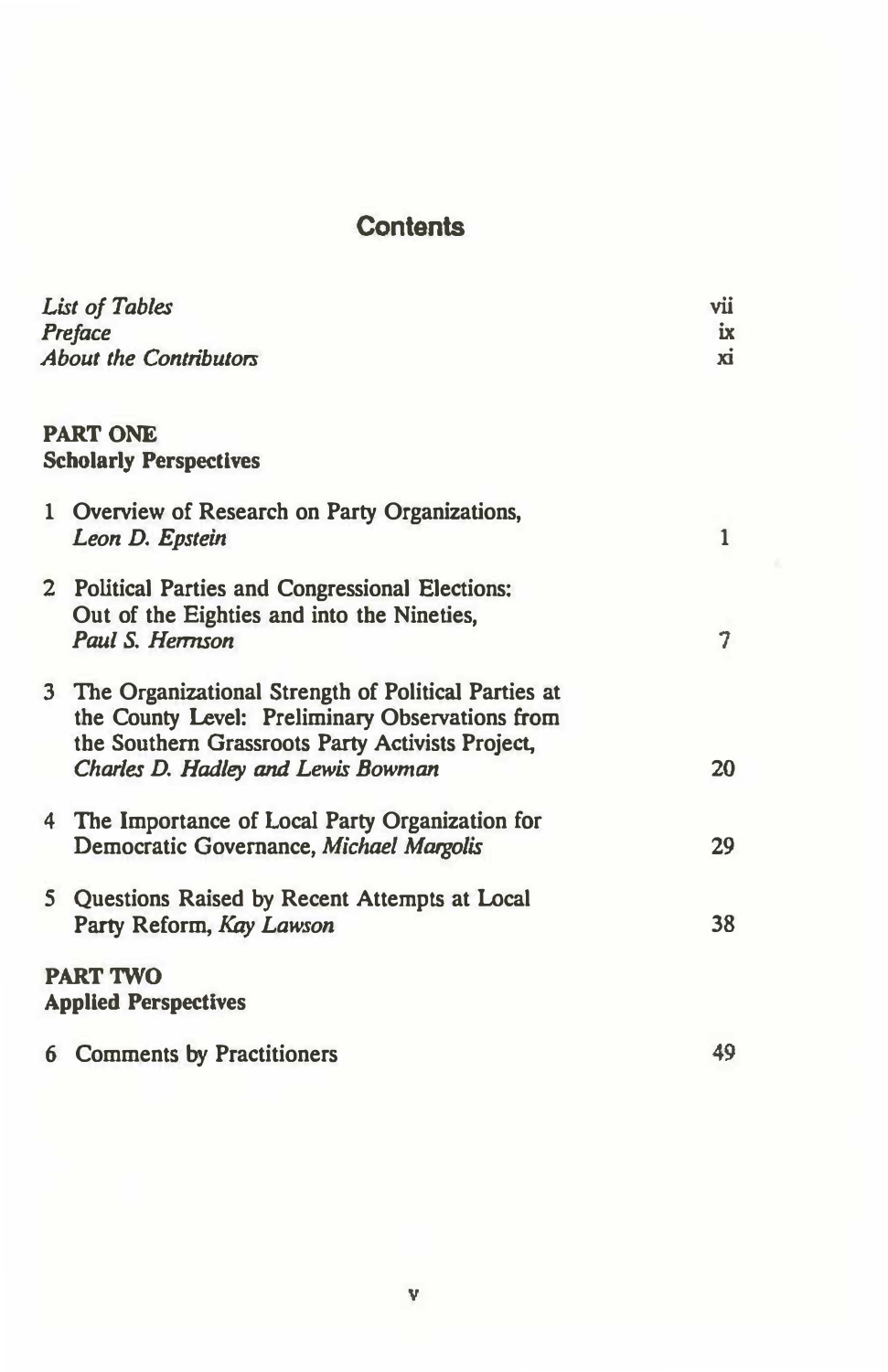# Contents

*List of Tables* vii
*Preface* ix
*About the Contributors* xi

**PART ONE**
**Scholarly Perspectives**

1 Overview of Research on Party Organizations, *Leon D. Epstein* 1

2 Political Parties and Congressional Elections: Out of the Eighties and into the Nineties, *Paul S. Herrnson* 7

3 The Organizational Strength of Political Parties at the County Level: Preliminary Observations from the Southern Grassroots Party Activists Project, *Charles D. Hadley and Lewis Bowman* 20

4 The Importance of Local Party Organization for Democratic Governance, *Michael Margolis* 29

5 Questions Raised by Recent Attempts at Local Party Reform, *Kay Lawson* 38

**PART TWO**
**Applied Perspectives**

6 Comments by Practitioners 49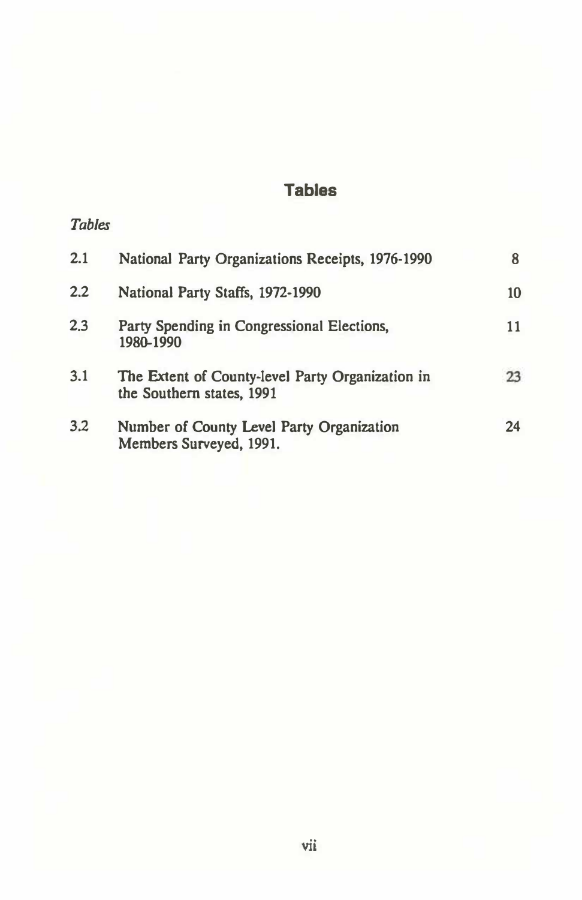# Tables

*Tables*

| | | |
|---|---|---|
| 2.1 | National Party Organizations Receipts, 1976-1990 | 8 |
| 2.2 | National Party Staffs, 1972-1990 | 10 |
| 2.3 | Party Spending in Congressional Elections, 1980-1990 | 11 |
| 3.1 | The Extent of County-level Party Organization in the Southern states, 1991 | 23 |
| 3.2 | Number of County Level Party Organization Members Surveyed, 1991. | 24 |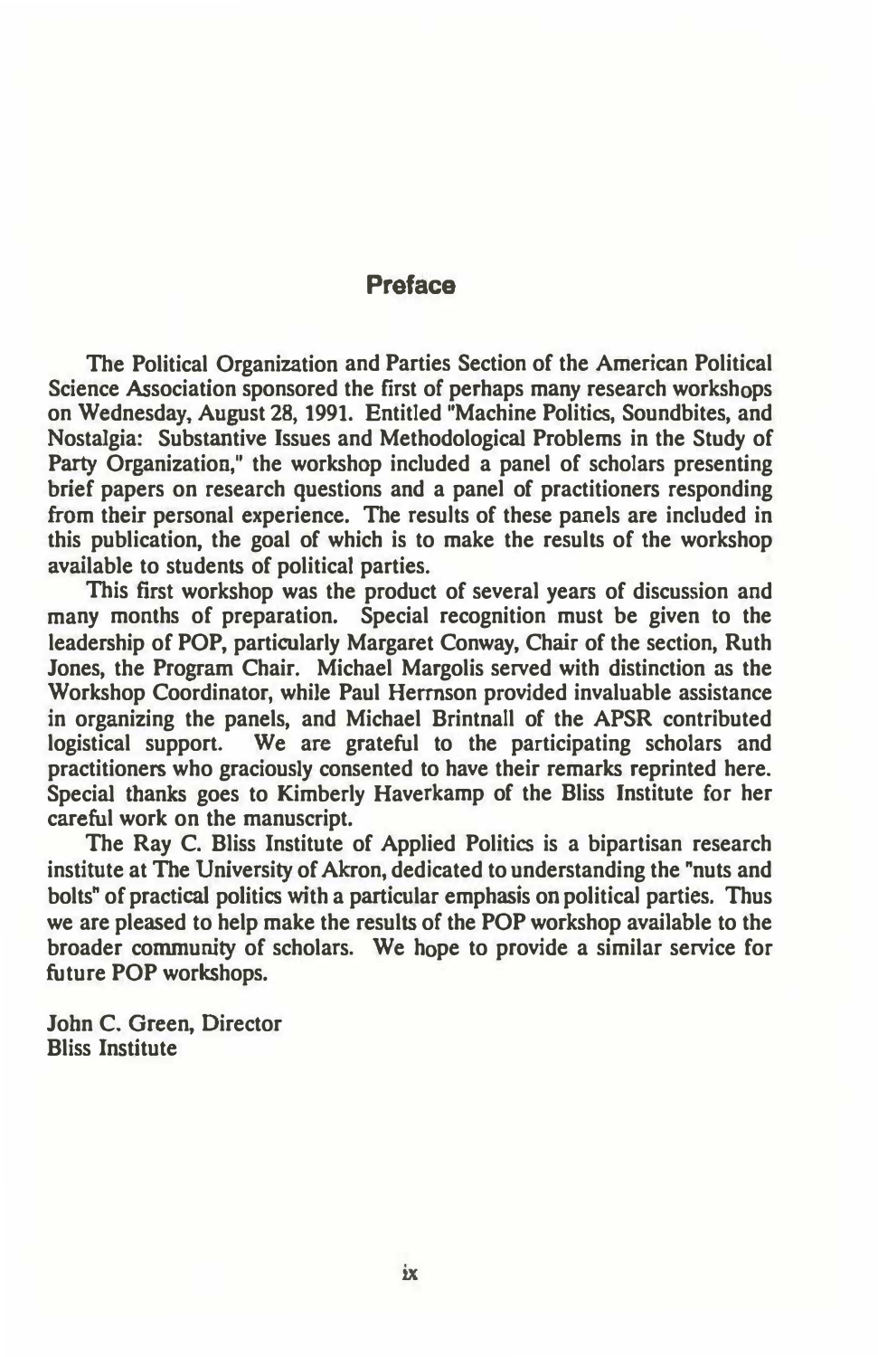## Preface

The Political Organization and Parties Section of the American Political Science Association sponsored the first of perhaps many research workshops on Wednesday, August 28, 1991. Entitled "Machine Politics, Soundbites, and Nostalgia: Substantive Issues and Methodological Problems in the Study of Party Organization," the workshop included a panel of scholars presenting brief papers on research questions and a panel of practitioners responding from their personal experience. The results of these panels are included in this publication, the goal of which is to make the results of the workshop available to students of political parties.

This first workshop was the product of several years of discussion and many months of preparation. Special recognition must be given to the leadership of POP, particularly Margaret Conway, Chair of the section, Ruth Jones, the Program Chair. Michael Margolis served with distinction as the Workshop Coordinator, while Paul Herrnson provided invaluable assistance in organizing the panels, and Michael Brintnall of the APSR contributed logistical support. We are grateful to the participating scholars and practitioners who graciously consented to have their remarks reprinted here. Special thanks goes to Kimberly Haverkamp of the Bliss Institute for her careful work on the manuscript.

The Ray C. Bliss Institute of Applied Politics is a bipartisan research institute at The University of Akron, dedicated to understanding the "nuts and bolts" of practical politics with a particular emphasis on political parties. Thus we are pleased to help make the results of the POP workshop available to the broader community of scholars. We hope to provide a similar service for future POP workshops.

John C. Green, Director
Bliss Institute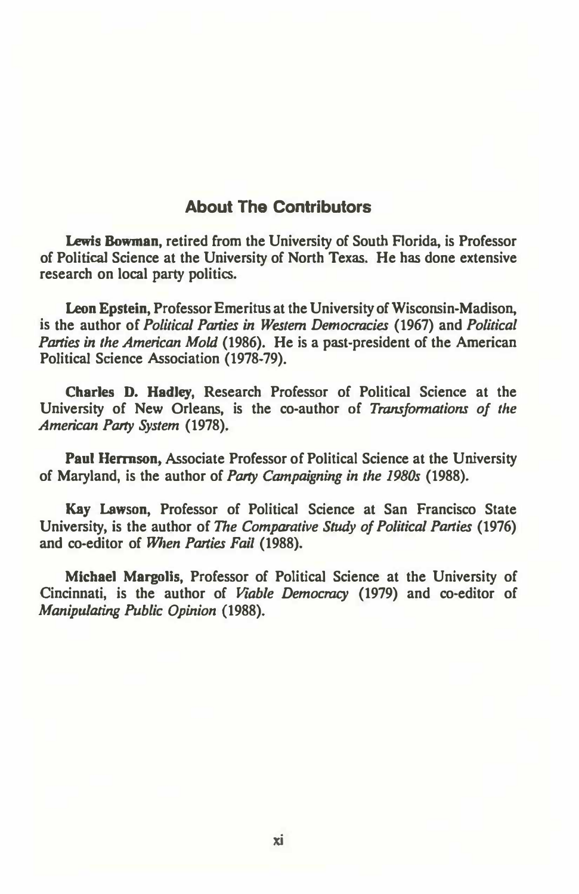## About The Contributors

**Lewis Bowman**, retired from the University of South Florida, is Professor of Political Science at the University of North Texas. He has done extensive research on local party politics.

**Leon Epstein**, Professor Emeritus at the University of Wisconsin-Madison, is the author of *Political Parties in Western Democracies* (1967) and *Political Parties in the American Mold* (1986). He is a past-president of the American Political Science Association (1978-79).

**Charles D. Hadley**, Research Professor of Political Science at the University of New Orleans, is the co-author of *Transformations of the American Party System* (1978).

**Paul Herrnson**, Associate Professor of Political Science at the University of Maryland, is the author of *Party Campaigning in the 1980s* (1988).

**Kay Lawson**, Professor of Political Science at San Francisco State University, is the author of *The Comparative Study of Political Parties* (1976) and co-editor of *When Parties Fail* (1988).

**Michael Margolis**, Professor of Political Science at the University of Cincinnati, is the author of *Viable Democracy* (1979) and co-editor of *Manipulating Public Opinion* (1988).